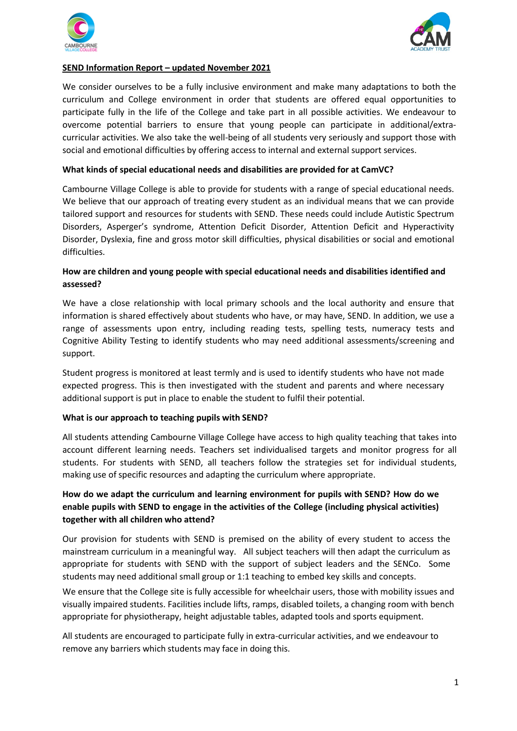**SEND Information Report – updated November 2021**

We consider ourselves to be a fully inclusive environment and make many adaptations to both the curriculum and College environment in order that students are offered equal opportunities to participate fully in the life of the College and take part in all possible activities. We endeavour to overcome potential barriers to ensure that young people can participate in additional/extra-curricular activities. We also take the well-being of all students very seriously and support those with social and emotional difficulties by offering access to internal and external support services.

**What kinds of special educational needs and disabilities are provided for at CamVC?**

Cambourne Village College is able to provide for students with a range of special educational needs. We believe that our approach of treating every student as an individual means that we can provide tailored support and resources for students with SEND. These needs could include Autistic Spectrum Disorders, Asperger's syndrome, Attention Deficit Disorder, Attention Deficit and Hyperactivity Disorder, Dyslexia, fine and gross motor skill difficulties, physical disabilities or social and emotional difficulties.

**How are children and young people with special educational needs and disabilities identified and assessed?**

We have a close relationship with local primary schools and the local authority and ensure that information is shared effectively about students who have, or may have, SEND. In addition, we use a range of assessments upon entry, including reading tests, spelling tests, numeracy tests and Cognitive Ability Testing to identify students who may need additional assessments/screening and support.

Student progress is monitored at least termly and is used to identify students who have not made expected progress. This is then investigated with the student and parents and where necessary additional support is put in place to enable the student to fulfil their potential.

**What is our approach to teaching pupils with SEND?**

All students attending Cambourne Village College have access to high quality teaching that takes into account different learning needs. Teachers set individualised targets and monitor progress for all students. For students with SEND, all teachers follow the strategies set for individual students, making use of specific resources and adapting the curriculum where appropriate.

**How do we adapt the curriculum and learning environment for pupils with SEND? How do we enable pupils with SEND to engage in the activities of the College (including physical activities) together with all children who attend?**

Our provision for students with SEND is premised on the ability of every student to access the mainstream curriculum in a meaningful way. All subject teachers will then adapt the curriculum as appropriate for students with SEND with the support of subject leaders and the SENCo. Some students may need additional small group or 1:1 teaching to embed key skills and concepts.

We ensure that the College site is fully accessible for wheelchair users, those with mobility issues and visually impaired students. Facilities include lifts, ramps, disabled toilets, a changing room with bench appropriate for physiotherapy, height adjustable tables, adapted tools and sports equipment.

All students are encouraged to participate fully in extra-curricular activities, and we endeavour to remove any barriers which students may face in doing this.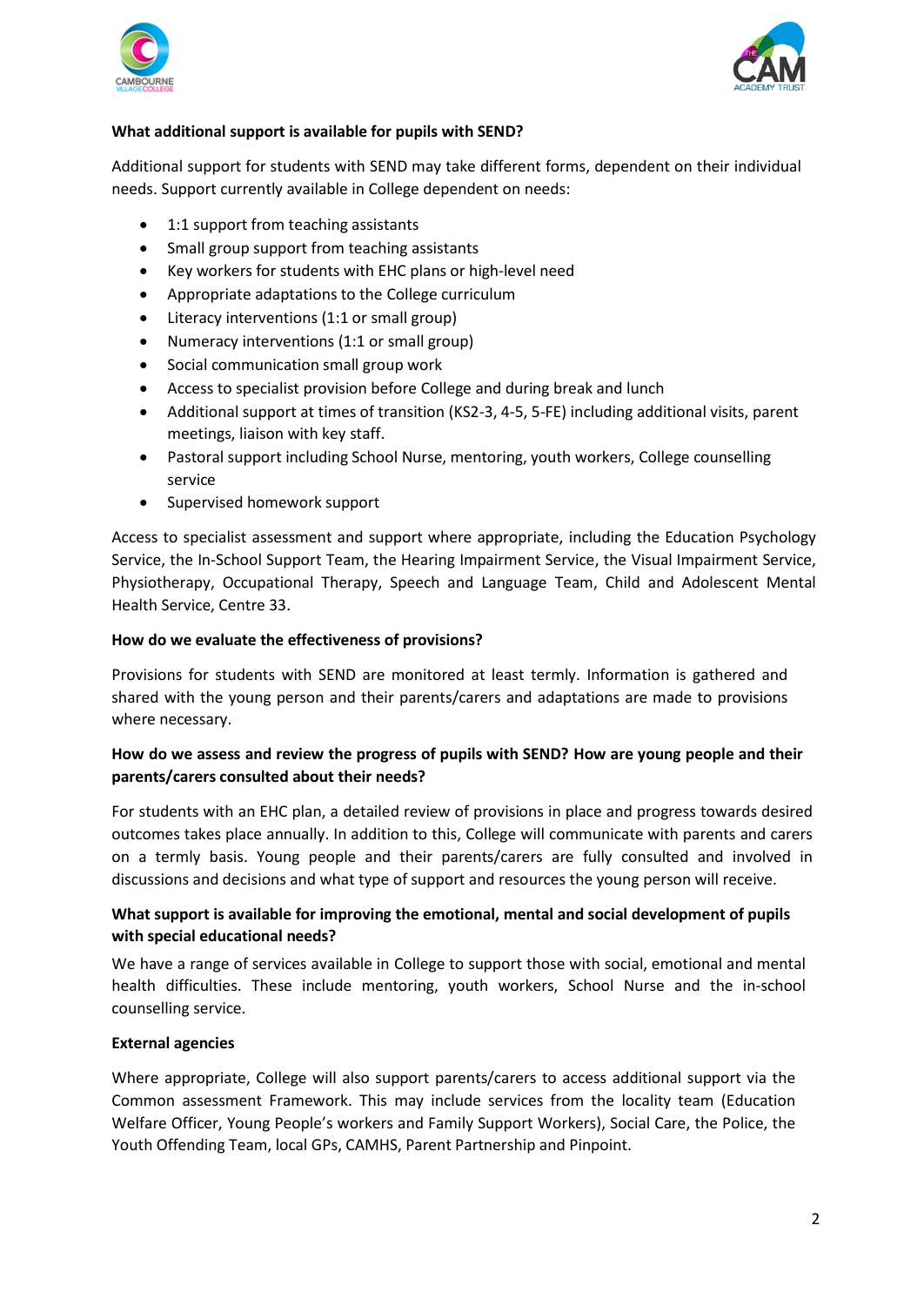**What additional support is available for pupils with SEND?**

Additional support for students with SEND may take different forms, dependent on their individual needs. Support currently available in College dependent on needs:

- 1:1 support from teaching assistants
- Small group support from teaching assistants
- Key workers for students with EHC plans or high-level need
- Appropriate adaptations to the College curriculum
- Literacy interventions (1:1 or small group)
- Numeracy interventions (1:1 or small group)
- Social communication small group work
- Access to specialist provision before College and during break and lunch
- Additional support at times of transition (KS2-3, 4-5, 5-FE) including additional visits, parent meetings, liaison with key staff.
- Pastoral support including School Nurse, mentoring, youth workers, College counselling service
- Supervised homework support

Access to specialist assessment and support where appropriate, including the Education Psychology Service, the In-School Support Team, the Hearing Impairment Service, the Visual Impairment Service, Physiotherapy, Occupational Therapy, Speech and Language Team, Child and Adolescent Mental Health Service, Centre 33.

**How do we evaluate the effectiveness of provisions?**

Provisions for students with SEND are monitored at least termly. Information is gathered and shared with the young person and their parents/carers and adaptations are made to provisions where necessary.

**How do we assess and review the progress of pupils with SEND? How are young people and their parents/carers consulted about their needs?**

For students with an EHC plan, a detailed review of provisions in place and progress towards desired outcomes takes place annually. In addition to this, College will communicate with parents and carers on a termly basis. Young people and their parents/carers are fully consulted and involved in discussions and decisions and what type of support and resources the young person will receive.

**What support is available for improving the emotional, mental and social development of pupils with special educational needs?**

We have a range of services available in College to support those with social, emotional and mental health difficulties. These include mentoring, youth workers, School Nurse and the in-school counselling service.

**External agencies**

Where appropriate, College will also support parents/carers to access additional support via the Common assessment Framework. This may include services from the locality team (Education Welfare Officer, Young People's workers and Family Support Workers), Social Care, the Police, the Youth Offending Team, local GPs, CAMHS, Parent Partnership and Pinpoint.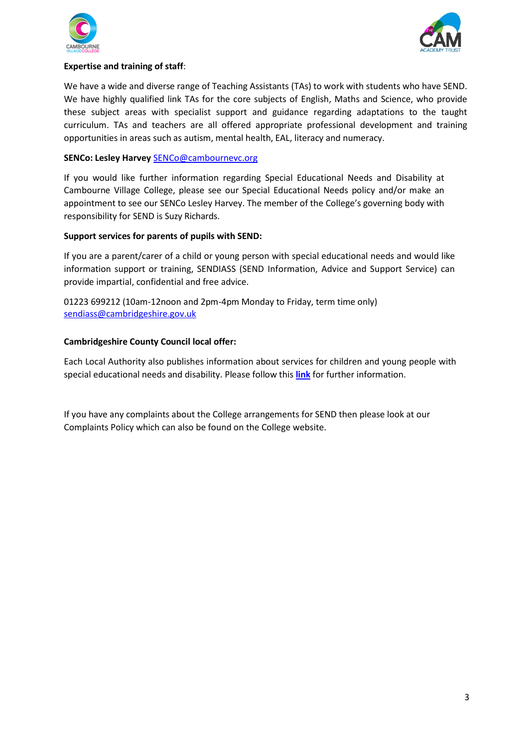**Expertise and training of staff**:

We have a wide and diverse range of Teaching Assistants (TAs) to work with students who have SEND. We have highly qualified link TAs for the core subjects of English, Maths and Science, who provide these subject areas with specialist support and guidance regarding adaptations to the taught curriculum. TAs and teachers are all offered appropriate professional development and training opportunities in areas such as autism, mental health, EAL, literacy and numeracy.

**SENCo: Lesley Harvey** SENCo@cambournevc.org

If you would like further information regarding Special Educational Needs and Disability at Cambourne Village College, please see our Special Educational Needs policy and/or make an appointment to see our SENCo Lesley Harvey. The member of the College's governing body with responsibility for SEND is Suzy Richards.

**Support services for parents of pupils with SEND:**

If you are a parent/carer of a child or young person with special educational needs and would like information support or training, SENDIASS (SEND Information, Advice and Support Service) can provide impartial, confidential and free advice.

01223 699212 (10am-12noon and 2pm-4pm Monday to Friday, term time only)
sendiass@cambridgeshire.gov.uk

**Cambridgeshire County Council local offer:**

Each Local Authority also publishes information about services for children and young people with special educational needs and disability. Please follow this **link** for further information.

If you have any complaints about the College arrangements for SEND then please look at our Complaints Policy which can also be found on the College website.